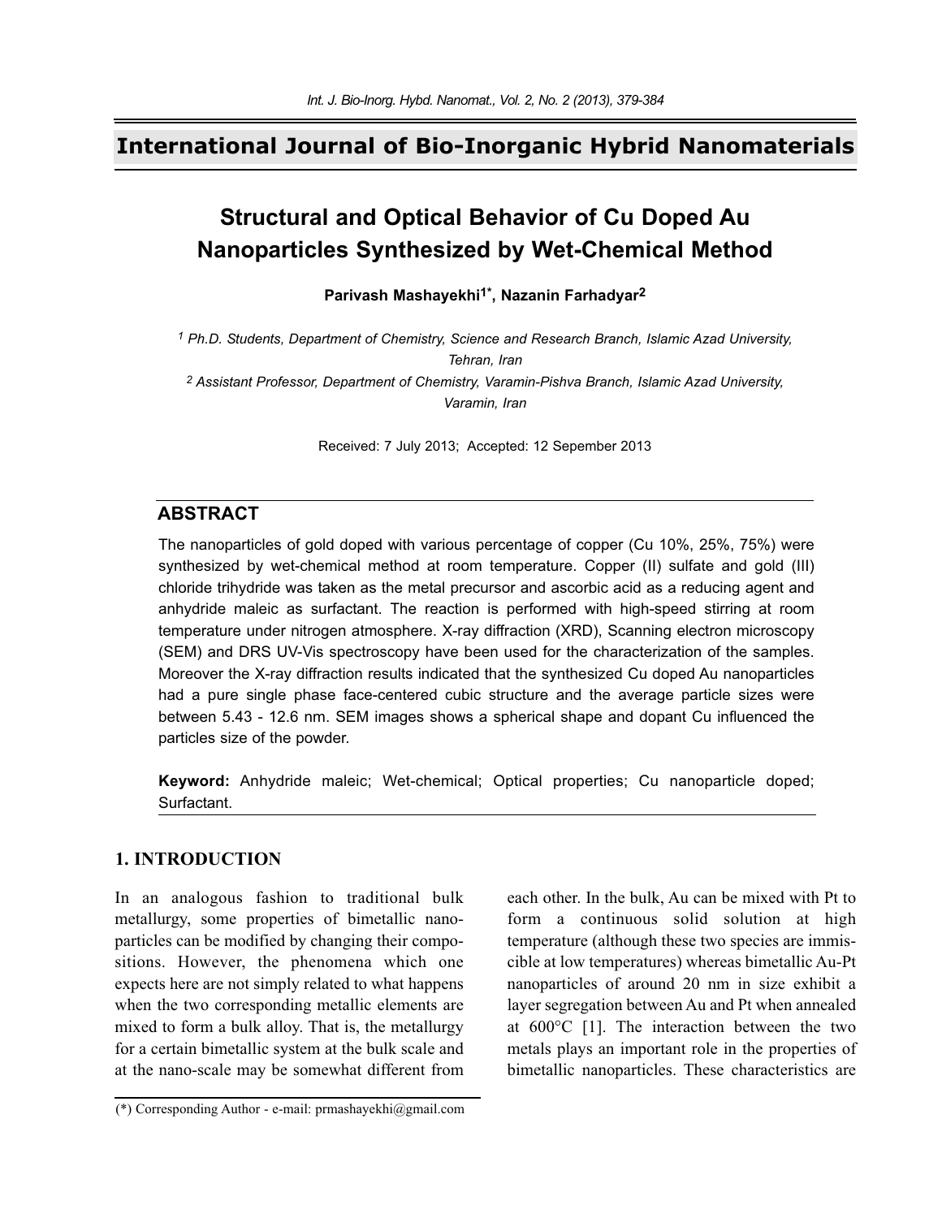# International Journal of Bio-Inorganic Hybrid Nanomaterials

## Structural and Optical Behavior of Cu Doped Au Nanoparticles Synthesized by Wet-Chemical Method

**Parivash Mashayekhi[1*], Nazanin Farhadyar[2]**

*[1] Ph.D. Students, Department of Chemistry, Science and Research Branch, Islamic Azad University, Tehran, Iran*

*[2] Assistant Professor, Department of Chemistry, Varamin-Pishva Branch, Islamic Azad University, Varamin, Iran*

Received: 7 July 2013; Accepted: 12 Sepember 2013

## ABSTRACT

The nanoparticles of gold doped with various percentage of copper (Cu 10%, 25%, 75%) were synthesized by wet-chemical method at room temperature. Copper (II) sulfate and gold (III) chloride trihydride was taken as the metal precursor and ascorbic acid as a reducing agent and anhydride maleic as surfactant. The reaction is performed with high-speed stirring at room temperature under nitrogen atmosphere. X-ray diffraction (XRD), Scanning electron microscopy (SEM) and DRS UV-Vis spectroscopy have been used for the characterization of the samples. Moreover the X-ray diffraction results indicated that the synthesized Cu doped Au nanoparticles had a pure single phase face-centered cubic structure and the average particle sizes were between 5.43 - 12.6 nm. SEM images shows a spherical shape and dopant Cu influenced the particles size of the powder.

**Keyword:** Anhydride maleic; Wet-chemical; Optical properties; Cu nanoparticle doped; Surfactant.

## 1. INTRODUCTION

In an analogous fashion to traditional bulk metallurgy, some properties of bimetallic nanoparticles can be modified by changing their compositions. However, the phenomena which one expects here are not simply related to what happens when the two corresponding metallic elements are mixed to form a bulk alloy. That is, the metallurgy for a certain bimetallic system at the bulk scale and at the nano-scale may be somewhat different from each other. In the bulk, Au can be mixed with Pt to form a continuous solid solution at high temperature (although these two species are immiscible at low temperatures) whereas bimetallic Au-Pt nanoparticles of around 20 nm in size exhibit a layer segregation between Au and Pt when annealed at 600°C [1]. The interaction between the two metals plays an important role in the properties of bimetallic nanoparticles. These characteristics are

(*) Corresponding Author - e-mail: prmashayekhi@gmail.com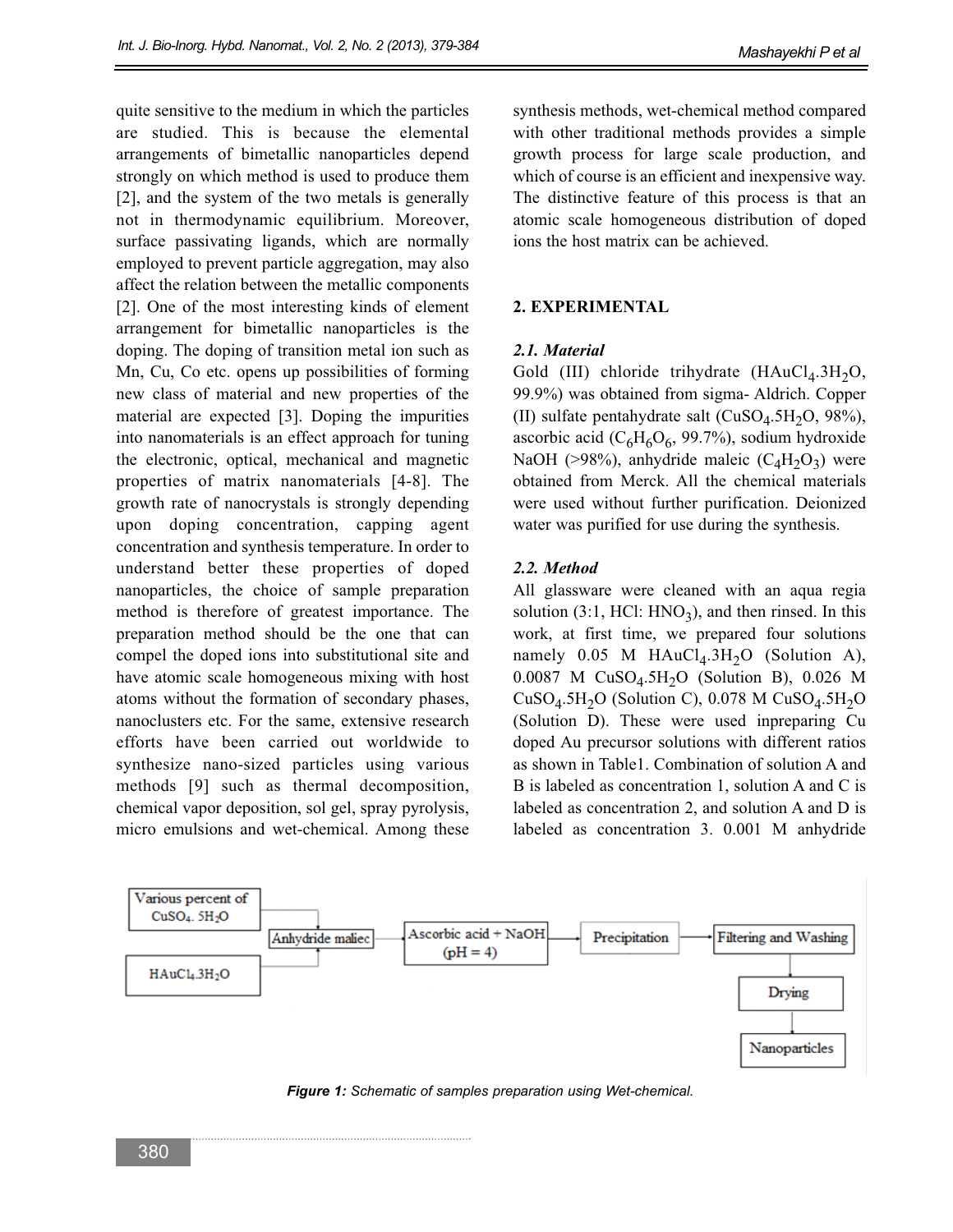quite sensitive to the medium in which the particles are studied. This is because the elemental arrangements of bimetallic nanoparticles depend strongly on which method is used to produce them [2], and the system of the two metals is generally not in thermodynamic equilibrium. Moreover, surface passivating ligands, which are normally employed to prevent particle aggregation, may also affect the relation between the metallic components [2]. One of the most interesting kinds of element arrangement for bimetallic nanoparticles is the doping. The doping of transition metal ion such as Mn, Cu, Co etc. opens up possibilities of forming new class of material and new properties of the material are expected [3]. Doping the impurities into nanomaterials is an effect approach for tuning the electronic, optical, mechanical and magnetic properties of matrix nanomaterials [4-8]. The growth rate of nanocrystals is strongly depending upon doping concentration, capping agent concentration and synthesis temperature. In order to understand better these properties of doped nanoparticles, the choice of sample preparation method is therefore of greatest importance. The preparation method should be the one that can compel the doped ions into substitutional site and have atomic scale homogeneous mixing with host atoms without the formation of secondary phases, nanoclusters etc. For the same, extensive research efforts have been carried out worldwide to synthesize nano-sized particles using various methods [9] such as thermal decomposition, chemical vapor deposition, sol gel, spray pyrolysis, micro emulsions and wet-chemical. Among these synthesis methods, wet-chemical method compared with other traditional methods provides a simple growth process for large scale production, and which of course is an efficient and inexpensive way. The distinctive feature of this process is that an atomic scale homogeneous distribution of doped ions the host matrix can be achieved.

## 2. EXPERIMENTAL

### *2.1. Material*

Gold (III) chloride trihydrate ($HAuCl_4.3H_2O$, 99.9%) was obtained from sigma- Aldrich. Copper (II) sulfate pentahydrate salt ($CuSO_4.5H_2O$, 98%), ascorbic acid ($C_6H_6O_6$, 99.7%), sodium hydroxide NaOH (>98%), anhydride maleic ($C_4H_2O_3$) were obtained from Merck. All the chemical materials were used without further purification. Deionized water was purified for use during the synthesis.

### *2.2. Method*

All glassware were cleaned with an aqua regia solution (3:1, HCl: $HNO_3$), and then rinsed. In this work, at first time, we prepared four solutions namely 0.05 M $HAuCl_4.3H_2O$ (Solution A), 0.0087 M $CuSO_4.5H_2O$ (Solution B), 0.026 M $CuSO_4.5H_2O$ (Solution C), 0.078 M $CuSO_4.5H_2O$ (Solution D). These were used inpreparing Cu doped Au precursor solutions with different ratios as shown in Table1. Combination of solution A and B is labeled as concentration 1, solution A and C is labeled as concentration 2, and solution A and D is labeled as concentration 3. 0.001 M anhydride

Various percent of $CuSO_4.5H_2O$ → Anhydride maliec ← $HAuCl_4.3H_2O$ → Ascorbic acid + NaOH (pH = 4) → Precipitation → Filtering and Washing → Drying → Nanoparticles

***Figure 1:*** *Schematic of samples preparation using Wet-chemical.*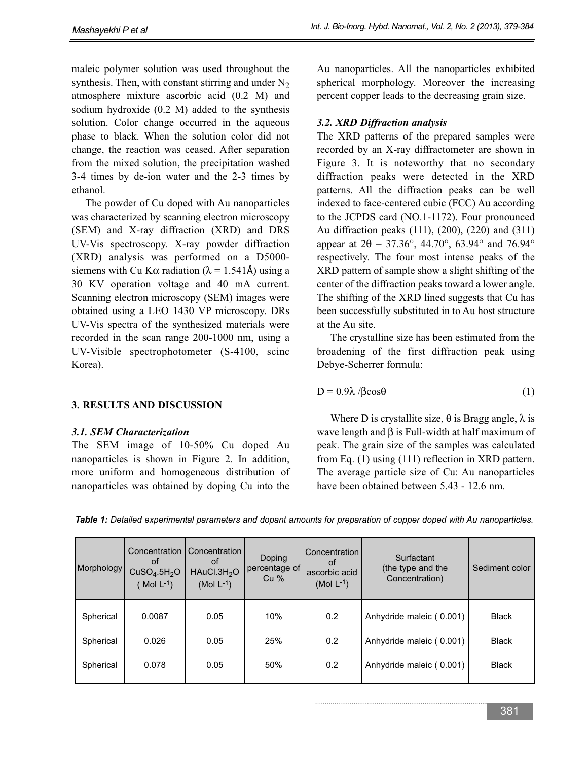maleic polymer solution was used throughout the synthesis. Then, with constant stirring and under $N_2$ atmosphere mixture ascorbic acid (0.2 M) and sodium hydroxide (0.2 M) added to the synthesis solution. Color change occurred in the aqueous phase to black. When the solution color did not change, the reaction was ceased. After separation from the mixed solution, the precipitation washed 3-4 times by de-ion water and the 2-3 times by ethanol.

The powder of Cu doped with Au nanoparticles was characterized by scanning electron microscopy (SEM) and X-ray diffraction (XRD) and DRS UV-Vis spectroscopy. X-ray powder diffraction (XRD) analysis was performed on a D5000-siemens with Cu K$\alpha$ radiation ($\lambda$ = 1.541Å) using a 30 KV operation voltage and 40 mA current. Scanning electron microscopy (SEM) images were obtained using a LEO 1430 VP microscopy. DRs UV-Vis spectra of the synthesized materials were recorded in the scan range 200-1000 nm, using a UV-Visible spectrophotometer (S-4100, scinc Korea).

## 3. RESULTS AND DISCUSSION

### *3.1. SEM Characterization*

The SEM image of 10-50% Cu doped Au nanoparticles is shown in Figure 2. In addition, more uniform and homogeneous distribution of nanoparticles was obtained by doping Cu into the Au nanoparticles. All the nanoparticles exhibited spherical morphology. Moreover the increasing percent copper leads to the decreasing grain size.

### *3.2. XRD Diffraction analysis*

The XRD patterns of the prepared samples were recorded by an X-ray diffractometer are shown in Figure 3. It is noteworthy that no secondary diffraction peaks were detected in the XRD patterns. All the diffraction peaks can be well indexed to face-centered cubic (FCC) Au according to the JCPDS card (NO.1-1172). Four pronounced Au diffraction peaks (111), (200), (220) and (311) appear at $2\theta$ = 37.36°, 44.70°, 63.94° and 76.94° respectively. The four most intense peaks of the XRD pattern of sample show a slight shifting of the center of the diffraction peaks toward a lower angle. The shifting of the XRD lined suggests that Cu has been successfully substituted in to Au host structure at the Au site.

The crystalline size has been estimated from the broadening of the first diffraction peak using Debye-Scherrer formula:

$$D = 0.9\lambda / \beta\cos\theta \qquad (1)$$

Where D is crystallite size, $\theta$ is Bragg angle, $\lambda$ is wave length and $\beta$ is Full-width at half maximum of peak. The grain size of the samples was calculated from Eq. (1) using (111) reflection in XRD pattern. The average particle size of Cu: Au nanoparticles have been obtained between 5.43 - 12.6 nm.

*Table 1: Detailed experimental parameters and dopant amounts for preparation of copper doped with Au nanoparticles.*

| Morphology | Concentration of $CuSO_4.5H_2O$ ( Mol $L^{-1}$) | Concentration of $HAuCl.3H_2O$ (Mol $L^{-1}$) | Doping percentage of Cu % | Concentration of ascorbic acid (Mol $L^{-1}$) | Surfactant (the type and the Concentration) | Sediment color |
|---|---|---|---|---|---|---|
| Spherical | 0.0087 | 0.05 | 10% | 0.2 | Anhydride maleic ( 0.001) | Black |
| Spherical | 0.026 | 0.05 | 25% | 0.2 | Anhydride maleic ( 0.001) | Black |
| Spherical | 0.078 | 0.05 | 50% | 0.2 | Anhydride maleic ( 0.001) | Black |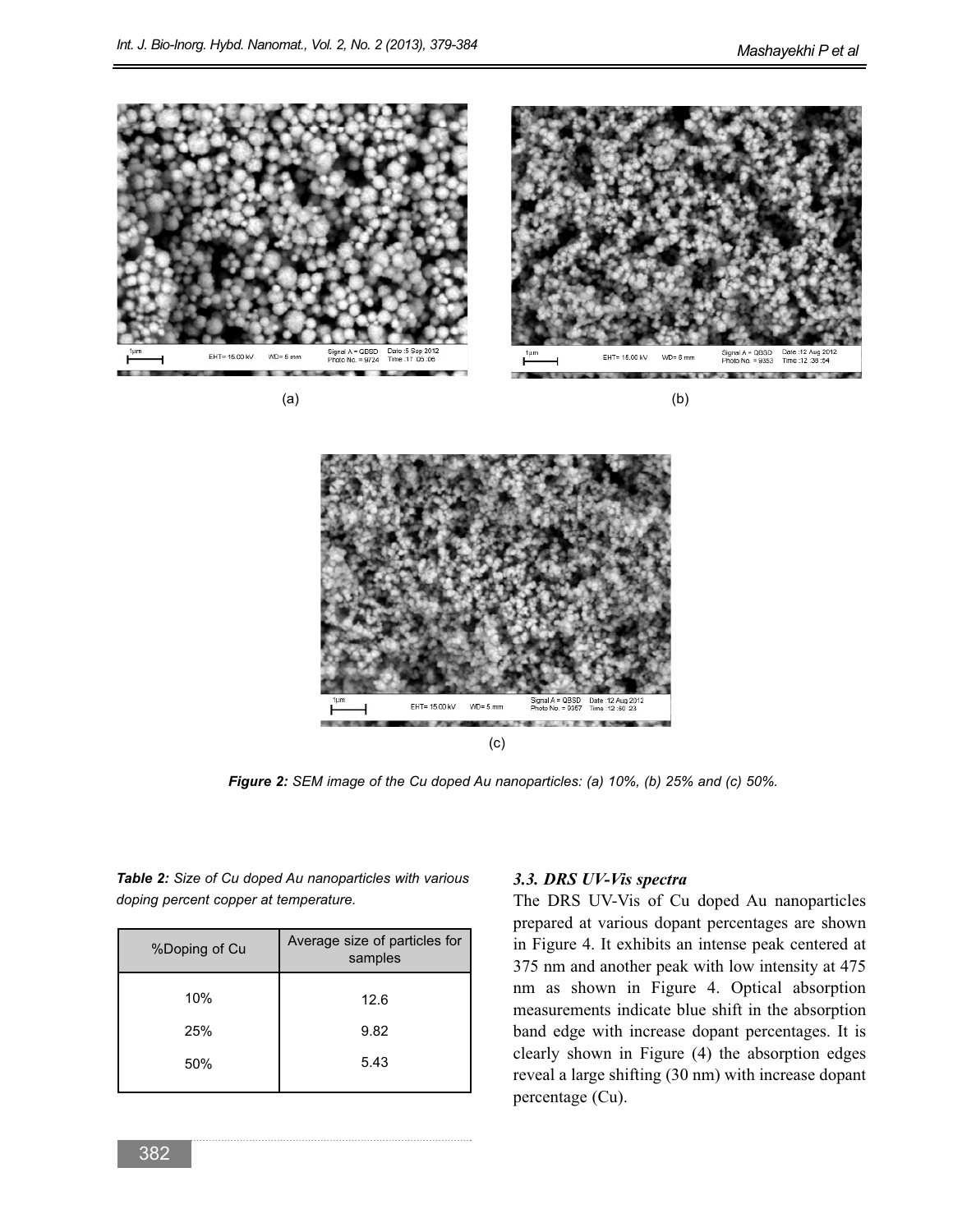(a)

(b)

(c)

***Figure 2:*** *SEM image of the Cu doped Au nanoparticles: (a) 10%, (b) 25% and (c) 50%.*

***Table 2:*** *Size of Cu doped Au nanoparticles with various doping percent copper at temperature.*

| %Doping of Cu | Average size of particles for samples |
|---|---|
| 10% | 12.6 |
| 25% | 9.82 |
| 50% | 5.43 |

### *3.3. DRS UV-Vis spectra*

The DRS UV-Vis of Cu doped Au nanoparticles prepared at various dopant percentages are shown in Figure 4. It exhibits an intense peak centered at 375 nm and another peak with low intensity at 475 nm as shown in Figure 4. Optical absorption measurements indicate blue shift in the absorption band edge with increase dopant percentages. It is clearly shown in Figure (4) the absorption edges reveal a large shifting (30 nm) with increase dopant percentage (Cu).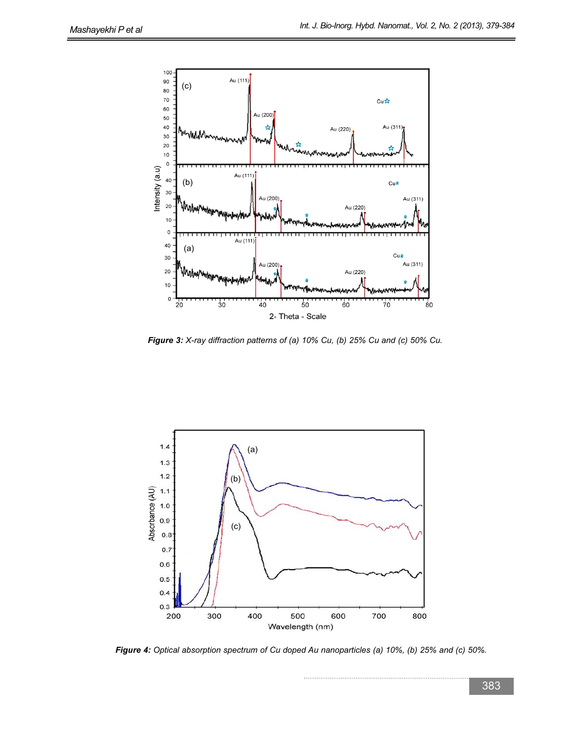**Figure 3:** *X-ray diffraction patterns of (a) 10% Cu, (b) 25% Cu and (c) 50% Cu.*

**Figure 4:** *Optical absorption spectrum of Cu doped Au nanoparticles (a) 10%, (b) 25% and (c) 50%.*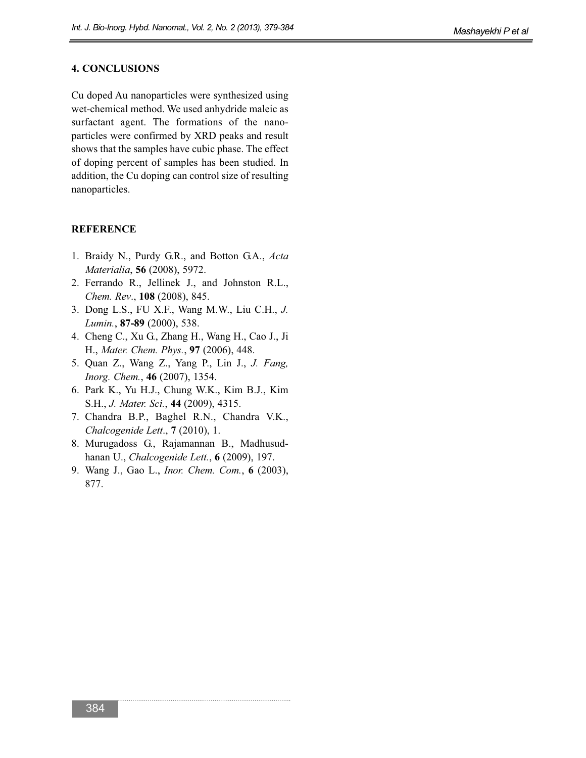## 4. CONCLUSIONS

Cu doped Au nanoparticles were synthesized using wet-chemical method. We used anhydride maleic as surfactant agent. The formations of the nanoparticles were confirmed by XRD peaks and result shows that the samples have cubic phase. The effect of doping percent of samples has been studied. In addition, the Cu doping can control size of resulting nanoparticles.

## REFERENCE

1. Braidy N., Purdy G.R., and Botton G.A., *Acta Materialia*, **56** (2008), 5972.
2. Ferrando R., Jellinek J., and Johnston R.L., *Chem. Rev*., **108** (2008), 845.
3. Dong L.S., FU X.F., Wang M.W., Liu C.H., *J. Lumin.*, **87-89** (2000), 538.
4. Cheng C., Xu G., Zhang H., Wang H., Cao J., Ji H., *Mater. Chem. Phys.*, **97** (2006), 448.
5. Quan Z., Wang Z., Yang P., Lin J., *J. Fang, Inorg. Chem.*, **46** (2007), 1354.
6. Park K., Yu H.J., Chung W.K., Kim B.J., Kim S.H., *J. Mater. Sci.*, **44** (2009), 4315.
7. Chandra B.P., Baghel R.N., Chandra V.K., *Chalcogenide Lett*., **7** (2010), 1.
8. Murugadoss G., Rajamannan B., Madhusudhanan U., *Chalcogenide Lett.*, **6** (2009), 197.
9. Wang J., Gao L., *Inor. Chem. Com.*, **6** (2003), 877.